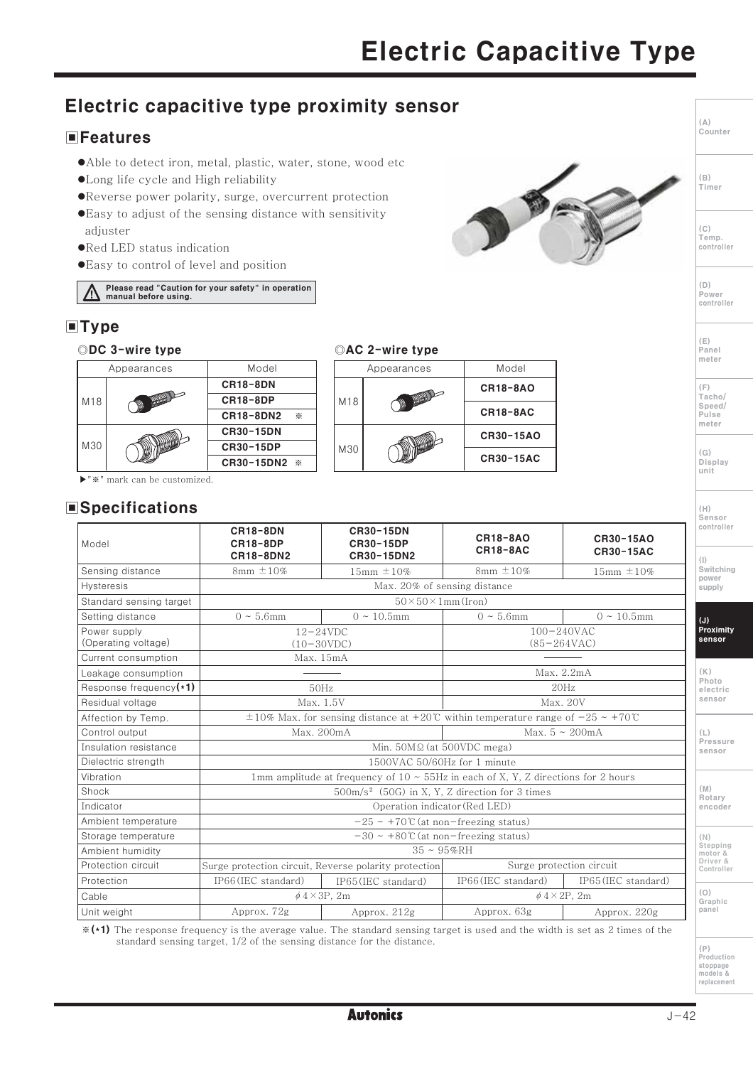# Electric Capacitive Type

## Electric capacitive type proximity sensor

### Features

- Able to detect iron, metal, plastic, water, stone, wood etc
- Long life cycle and High reliability
- Reverse power polarity, surge, overcurrent protection
- Easy to adjust of the sensing distance with sensitivity adjuster
- Red LED status indication
- Easy to control of level and position

Please read "Caution for your safety" in operation manual before using.

### Type

◎**DC 3-wire type**

| Appearances | | Model |
|---|---|---|
| M18 | | CR18-8DN |
| | | CR18-8DP |
| | | CR18-8DN2 ※ |
| M30 | | CR30-15DN |
| | | CR30-15DP |
| | | CR30-15DN2 ※ |

▶"※" mark can be customized.

◎**AC 2-wire type**

| Appearances | | Model |
|---|---|---|
| M18 | | CR18-8AO |
| | | CR18-8AC |
| M30 | | CR30-15AO |
| | | CR30-15AC |

### Specifications

| Model | CR18-8DN CR18-8DP CR18-8DN2 | CR30-15DN CR30-15DP CR30-15DN2 | CR18-8AO CR18-8AC | CR30-15AO CR30-15AC |
|---|---|---|---|---|
| Sensing distance | 8mm ±10% | 15mm ±10% | 8mm ±10% | 15mm ±10% |
| Hysteresis | Max. 20% of sensing distance | | | |
| Standard sensing target | 50×50×1mm(Iron) | | | |
| Setting distance | 0 ~ 5.6mm | 0 ~ 10.5mm | 0 ~ 5.6mm | 0 ~ 10.5mm |
| Power supply (Operating voltage) | 12-24VDC (10-30VDC) | | 100-240VAC (85-264VAC) | |
| Current consumption | Max. 15mA | | ―― | |
| Leakage consumption | ―― | | Max. 2.2mA | |
| Response frequency(*1) | 50Hz | | 20Hz | |
| Residual voltage | Max. 1.5V | | Max. 20V | |
| Affection by Temp. | ±10% Max. for sensing distance at +20℃ within temperature range of -25 ~ +70℃ | | | |
| Control output | Max. 200mA | | Max. 5 ~ 200mA | |
| Insulation resistance | Min. 50MΩ (at 500VDC mega) | | | |
| Dielectric strength | 1500VAC 50/60Hz for 1 minute | | | |
| Vibration | 1mm amplitude at frequency of 10 ~ 55Hz in each of X, Y, Z directions for 2 hours | | | |
| Shock | 500m/s² (50G) in X, Y, Z direction for 3 times | | | |
| Indicator | Operation indicator(Red LED) | | | |
| Ambient temperature | -25 ~ +70℃(at non-freezing status) | | | |
| Storage temperature | -30 ~ +80℃(at non-freezing status) | | | |
| Ambient humidity | 35 ~ 95%RH | | | |
| Protection circuit | Surge protection circuit, Reverse polarity protection | | Surge protection circuit | |
| Protection | IP66(IEC standard) | IP65(IEC standard) | IP66(IEC standard) | IP65(IEC standard) |
| Cable | ϕ4×3P, 2m | | ϕ4×2P, 2m | |
| Unit weight | Approx. 72g | Approx. 212g | Approx. 63g | Approx. 220g |

※(*1) The response frequency is the average value. The standard sensing target is used and the width is set as 2 times of the standard sensing target, 1/2 of the sensing distance for the distance.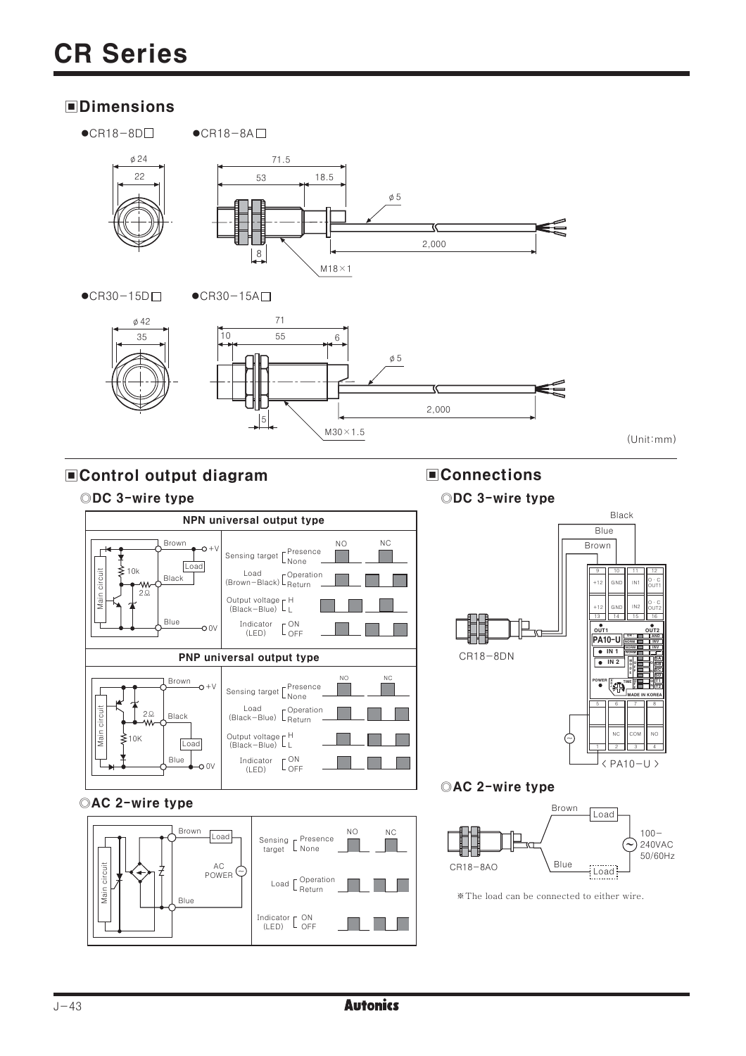# CR Series

## ■Dimensions

- ●CR18−8D□ ●CR18−8A□

φ24, 22, 71.5, 53, 18.5, φ5, 8, 2,000, M18×1

- ●CR30−15D□ ●CR30−15A□

φ42, 35, 71, 10, 55, 6, φ5, 5, 2,000, M30×1.5

(Unit:mm)

## ■Control output diagram

### ◎DC 3-wire type

**NPN universal output type**

Main circuit, 10k, 2Ω, Brown +V, Load, Black, Blue 0V

| | | NO | NC |
|---|---|---|---|
| Sensing target | Presence / None | | |
| Load (Brown−Black) | Operation / Return | | |
| Output voltage (Black−Blue) | H / L | | |
| Indicator (LED) | ON / OFF | | |

**PNP universal output type**

Main circuit, 2Ω, 10K, Brown +V, Black, Load, Blue 0V

| | | NO | NC |
|---|---|---|---|
| Sensing target | Presence / None | | |
| Load (Black−Blue) | Operation / Return | | |
| Output voltage (Black−Blue) | H / L | | |
| Indicator (LED) | ON / OFF | | |

### ◎AC 2-wire type

Main circuit, Brown, Load, AC POWER, Blue

| | | NO | NC |
|---|---|---|---|
| Sensing target | Presence / None | | |
| Load | Operation / Return | | |
| Indicator (LED) | ON / OFF | | |

## ■Connections

### ◎DC 3-wire type

Black, Blue, Brown, CR18−8DN, < PA10−U >

PA10−U terminals: 9 +12, 10 GND, 11 IN1, 12 O·C OUT1, 13 +12, 14 GND, 15 IN2, 16 O·C OUT2, 5, 6, 7, 8, 1, 2 NC, 3 COM, 4 NO

### ◎AC 2-wire type

CR18−8AO, Brown, Load, Blue, Load, 100−240VAC 50/60Hz

※The load can be connected to either wire.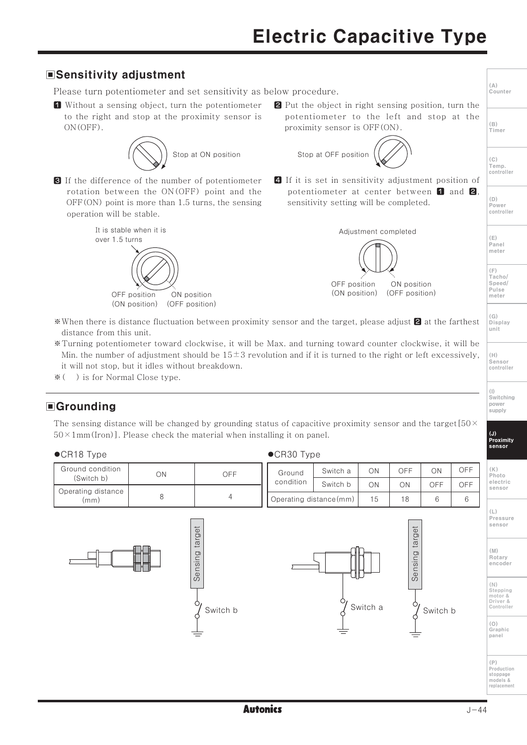# Electric Capacitive Type

## Sensitivity adjustment

Please turn potentiometer and set sensitivity as below procedure.

1. Without a sensing object, turn the potentiometer to the right and stop at the proximity sensor is ON(OFF).

   Stop at ON position

2. Put the object in right sensing position, turn the potentiometer to the left and stop at the proximity sensor is OFF(ON).

   Stop at OFF position

3. If the difference of the number of potentiometer rotation between the ON(OFF) point and the OFF(ON) point is more than 1.5 turns, the sensing operation will be stable.

   It is stable when it is over 1.5 turns

   OFF position (ON position) ON position (OFF position)

4. If it is set in sensitivity adjustment position of potentiometer at center between 1 and 2, sensitivity setting will be completed.

   Adjustment completed

   OFF position (ON position) ON position (OFF position)

※When there is distance fluctuation between proximity sensor and the target, please adjust 2 at the farthest distance from this unit.

※Turning potentiometer toward clockwise, it will be Max. and turning toward counter clockwise, it will be Min. the number of adjustment should be 15±3 revolution and if it is turned to the right or left excessively, it will not stop, but it idles without breakdown.

※( ) is for Normal Close type.

## Grounding

The sensing distance will be changed by grounding status of capacitive proximity sensor and the target[50×50×1mm(Iron)]. Please check the material when installing it on panel.

●CR18 Type

| Ground condition (Switch b) | ON | OFF |
|---|---|---|
| Operating distance (mm) | 8 | 4 |

●CR30 Type

| Ground condition | Switch a | ON | OFF | ON | OFF |
|---|---|---|---|---|---|
| | Switch b | ON | ON | OFF | OFF |
| Operating distance(mm) | | 15 | 18 | 6 | 6 |

Sensing target — Switch b

Sensing target — Switch a — Switch b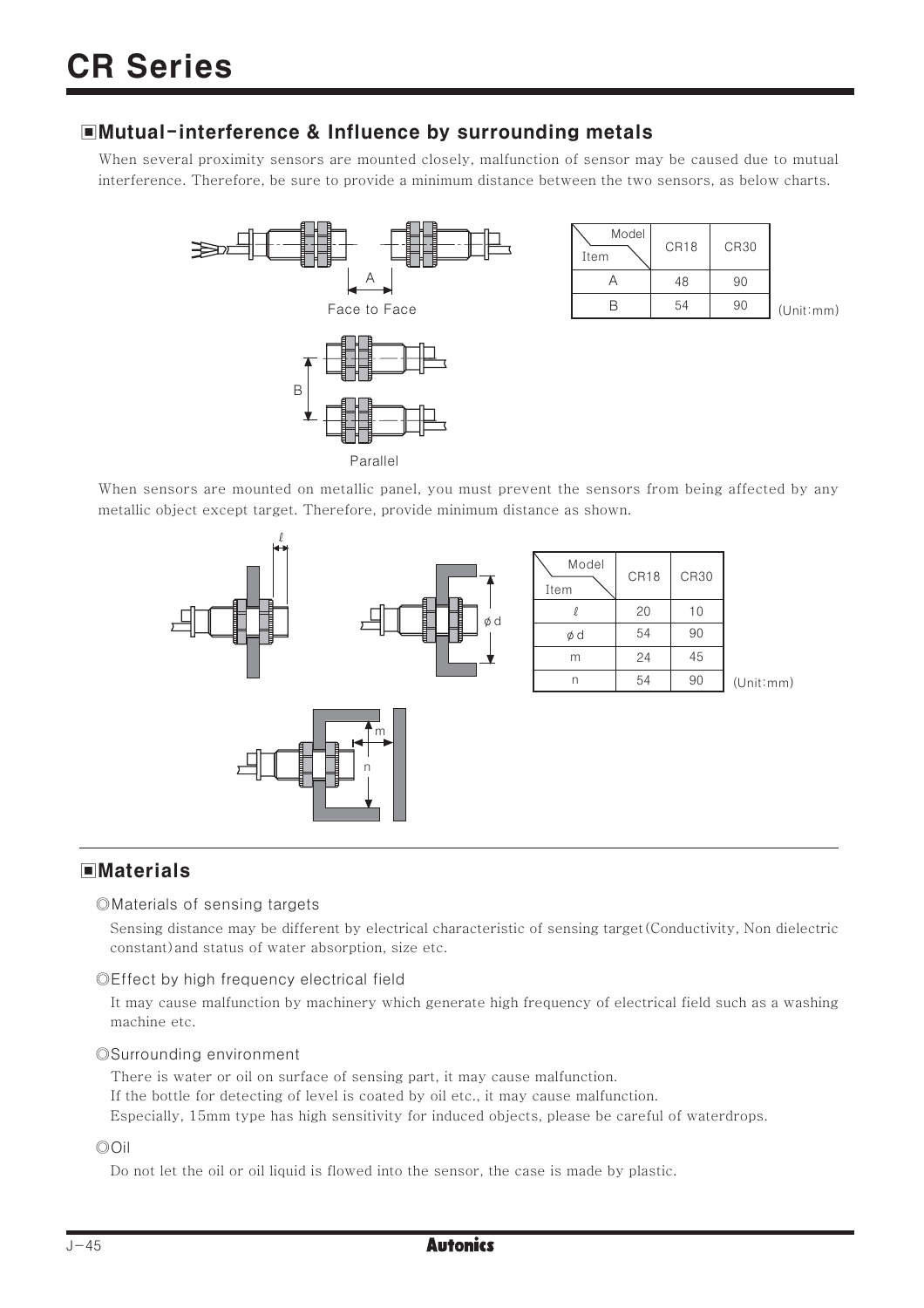# CR Series

## ▣Mutual-interference & Influence by surrounding metals

When several proximity sensors are mounted closely, malfunction of sensor may be caused due to mutual interference. Therefore, be sure to provide a minimum distance between the two sensors, as below charts.

A

Face to Face

B

Parallel

| Item \ Model | CR18 | CR30 |
|---|---|---|
| A | 48 | 90 |
| B | 54 | 90 |

(Unit:mm)

When sensors are mounted on metallic panel, you must prevent the sensors from being affected by any metallic object except target. Therefore, provide minimum distance as shown.

ℓ

ϕd

m

n

| Item \ Model | CR18 | CR30 |
|---|---|---|
| ℓ | 20 | 10 |
| ϕd | 54 | 90 |
| m | 24 | 45 |
| n | 54 | 90 |

(Unit:mm)

## ▣Materials

◎Materials of sensing targets

Sensing distance may be different by electrical characteristic of sensing target(Conductivity, Non dielectric constant)and status of water absorption, size etc.

◎Effect by high frequency electrical field

It may cause malfunction by machinery which generate high frequency of electrical field such as a washing machine etc.

◎Surrounding environment

There is water or oil on surface of sensing part, it may cause malfunction.
If the bottle for detecting of level is coated by oil etc., it may cause malfunction.
Especially, 15mm type has high sensitivity for induced objects, please be careful of waterdrops.

◎Oil

Do not let the oil or oil liquid is flowed into the sensor, the case is made by plastic.